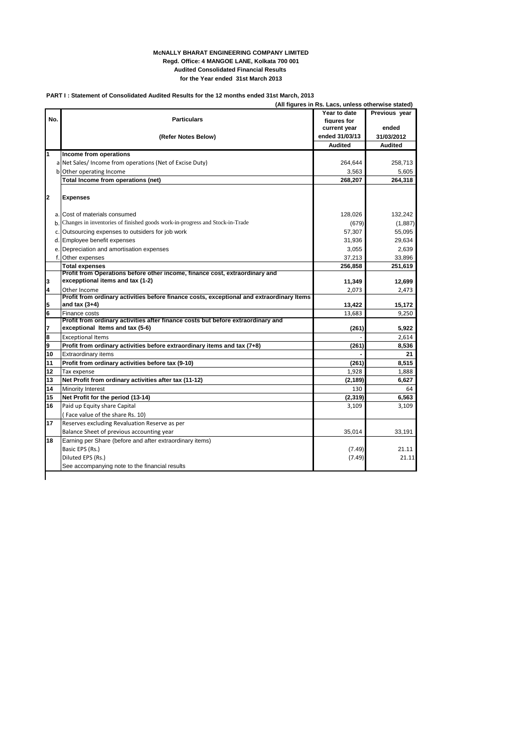**McNALLY BHARAT ENGINEERING COMPANY LIMITED**
**Regd. Office: 4 MANGOE LANE, Kolkata 700 001**
**Audited Consolidated Financial Results**
**for the Year ended 31st March 2013**

**PART I : Statement of Consolidated Audited Results for the 12 months ended 31st March, 2013**

**(All figures in Rs. Lacs, unless otherwise stated)**

| No. | Particulars (Refer Notes Below) | Year to date figures for current year ended 31/03/13 | Previous year ended 31/03/2012 |
|---|---|---|---|
| | | **Audited** | **Audited** |
| **1** | **Income from operations** | | |
| a | Net Sales/ Income from operations (Net of Excise Duty) | 264,644 | 258,713 |
| b | Other operating Income | 3,563 | 5,605 |
| | **Total Income from operations (net)** | **268,207** | **264,318** |
| **2** | **Expenses** | | |
| a. | Cost of materials consumed | 128,026 | 132,242 |
| b. | Changes in inventories of finished goods work-in-progress and Stock-in-Trade | (679) | (1,887) |
| c. | Outsourcing expenses to outsiders for job work | 57,307 | 55,095 |
| d. | Employee benefit expenses | 31,936 | 29,634 |
| e. | Depreciation and amortisation expenses | 3,055 | 2,639 |
| f. | Other expenses | 37,213 | 33,896 |
| | **Total expenses** | **256,858** | **251,619** |
| **3** | **Profit from Operations before other income, finance cost, extraordinary and excepptional items and tax (1-2)** | **11,349** | **12,699** |
| **4** | Other Income | 2,073 | 2,473 |
| **5** | **Profit from ordinary activities before finance costs, exceptional and extraordinary Items and tax (3+4)** | **13,422** | **15,172** |
| **6** | Finance costs | 13,683 | 9,250 |
| **7** | **Profit from ordinary activities after finance costs but before extraordinary and exceptional Items and tax (5-6)** | **(261)** | **5,922** |
| **8** | Exceptional Items | - | 2,614 |
| **9** | **Profit from ordinary activities before extraordinary items and tax (7+8)** | **(261)** | **8,536** |
| **10** | Extraordinary items | **-** | **21** |
| **11** | **Profit from ordinary activities before tax (9-10)** | **(261)** | **8,515** |
| **12** | Tax expense | 1,928 | 1,888 |
| **13** | **Net Profit from ordinary activities after tax (11-12)** | **(2,189)** | **6,627** |
| **14** | Minority Interest | 130 | 64 |
| **15** | **Net Profit for the period (13-14)** | **(2,319)** | **6,563** |
| **16** | Paid up Equity share Capital ( Face value of the share Rs. 10) | 3,109 | 3,109 |
| **17** | Reserves excluding Revaluation Reserve as per Balance Sheet of previous accounting year | 35,014 | 33,191 |
| **18** | Earning per Share (before and after extraordinary items) | | |
| | Basic EPS (Rs.) | (7.49) | 21.11 |
| | Diluted EPS (Rs.) | (7.49) | 21.11 |
| | See accompanying note to the financial results | | |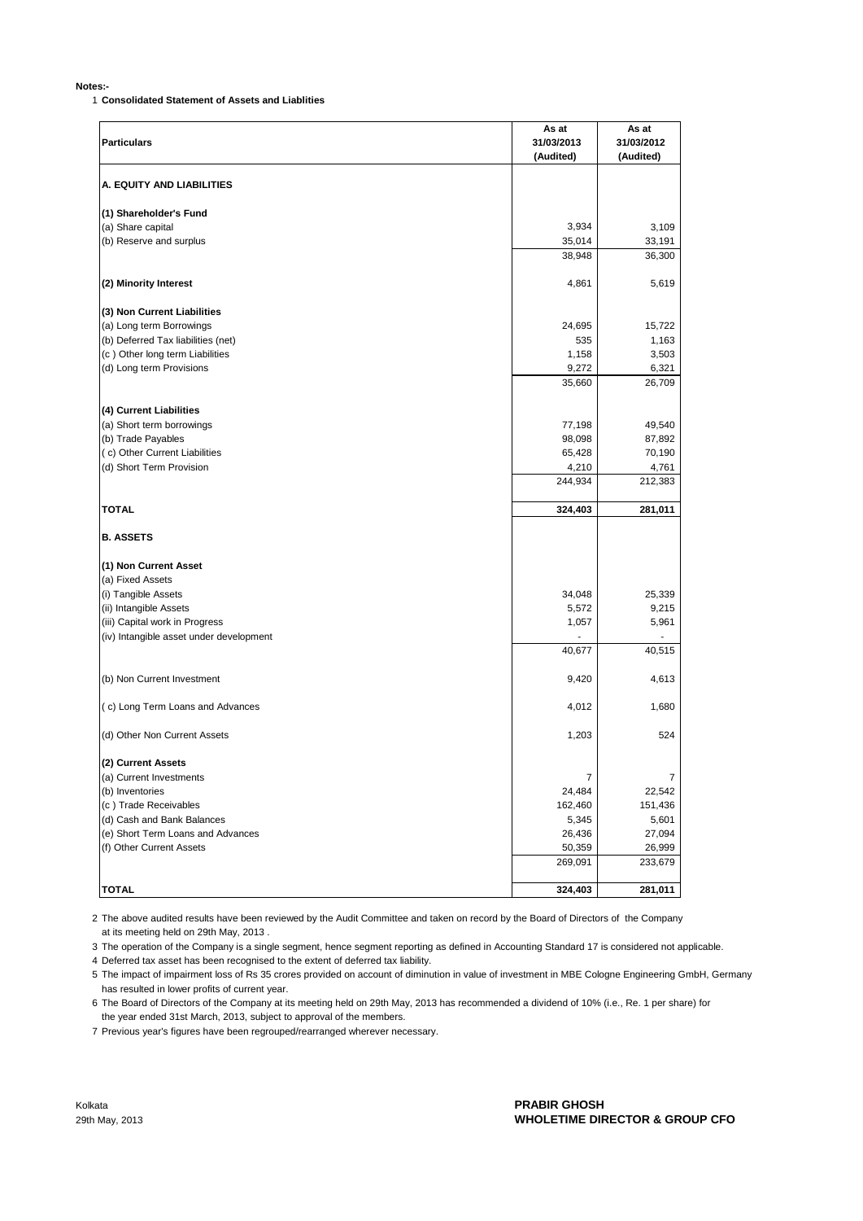**Notes:-**

1 **Consolidated Statement of Assets and Liablities**

| Particulars | As at 31/03/2013 (Audited) | As at 31/03/2012 (Audited) |
|---|---|---|
| **A. EQUITY AND LIABILITIES** | | |
| **(1) Shareholder's Fund** | | |
| (a) Share capital | 3,934 | 3,109 |
| (b) Reserve and surplus | 35,014 | 33,191 |
| | 38,948 | 36,300 |
| **(2) Minority Interest** | 4,861 | 5,619 |
| **(3) Non Current Liabilities** | | |
| (a) Long term Borrowings | 24,695 | 15,722 |
| (b) Deferred Tax liabilities (net) | 535 | 1,163 |
| (c ) Other long term Liabilities | 1,158 | 3,503 |
| (d) Long term Provisions | 9,272 | 6,321 |
| | 35,660 | 26,709 |
| **(4) Current Liabilities** | | |
| (a) Short term borrowings | 77,198 | 49,540 |
| (b) Trade Payables | 98,098 | 87,892 |
| ( c) Other Current Liabilities | 65,428 | 70,190 |
| (d) Short Term Provision | 4,210 | 4,761 |
| | 244,934 | 212,383 |
| **TOTAL** | **324,403** | **281,011** |
| **B. ASSETS** | | |
| **(1) Non Current Asset** | | |
| (a) Fixed Assets | | |
| (i) Tangible Assets | 34,048 | 25,339 |
| (ii) Intangible Assets | 5,572 | 9,215 |
| (iii) Capital work in Progress | 1,057 | 5,961 |
| (iv) Intangible asset under development | - | - |
| | 40,677 | 40,515 |
| (b) Non Current Investment | 9,420 | 4,613 |
| ( c) Long Term Loans and Advances | 4,012 | 1,680 |
| (d) Other Non Current Assets | 1,203 | 524 |
| **(2) Current Assets** | | |
| (a) Current Investments | 7 | 7 |
| (b) Inventories | 24,484 | 22,542 |
| (c ) Trade Receivables | 162,460 | 151,436 |
| (d) Cash and Bank Balances | 5,345 | 5,601 |
| (e) Short Term Loans and Advances | 26,436 | 27,094 |
| (f) Other Current Assets | 50,359 | 26,999 |
| | 269,091 | 233,679 |
| **TOTAL** | **324,403** | **281,011** |

2 The above audited results have been reviewed by the Audit Committee and taken on record by the Board of Directors of the Company at its meeting held on 29th May, 2013 .

3 The operation of the Company is a single segment, hence segment reporting as defined in Accounting Standard 17 is considered not applicable.

4 Deferred tax asset has been recognised to the extent of deferred tax liability.

5 The impact of impairment loss of Rs 35 crores provided on account of diminution in value of investment in MBE Cologne Engineering GmbH, Germany has resulted in lower profits of current year.

6 The Board of Directors of the Company at its meeting held on 29th May, 2013 has recommended a dividend of 10% (i.e., Re. 1 per share) for the year ended 31st March, 2013, subject to approval of the members.

7 Previous year's figures have been regrouped/rearranged wherever necessary.

Kolkata
29th May, 2013

**PRABIR GHOSH**
**WHOLETIME DIRECTOR & GROUP CFO**